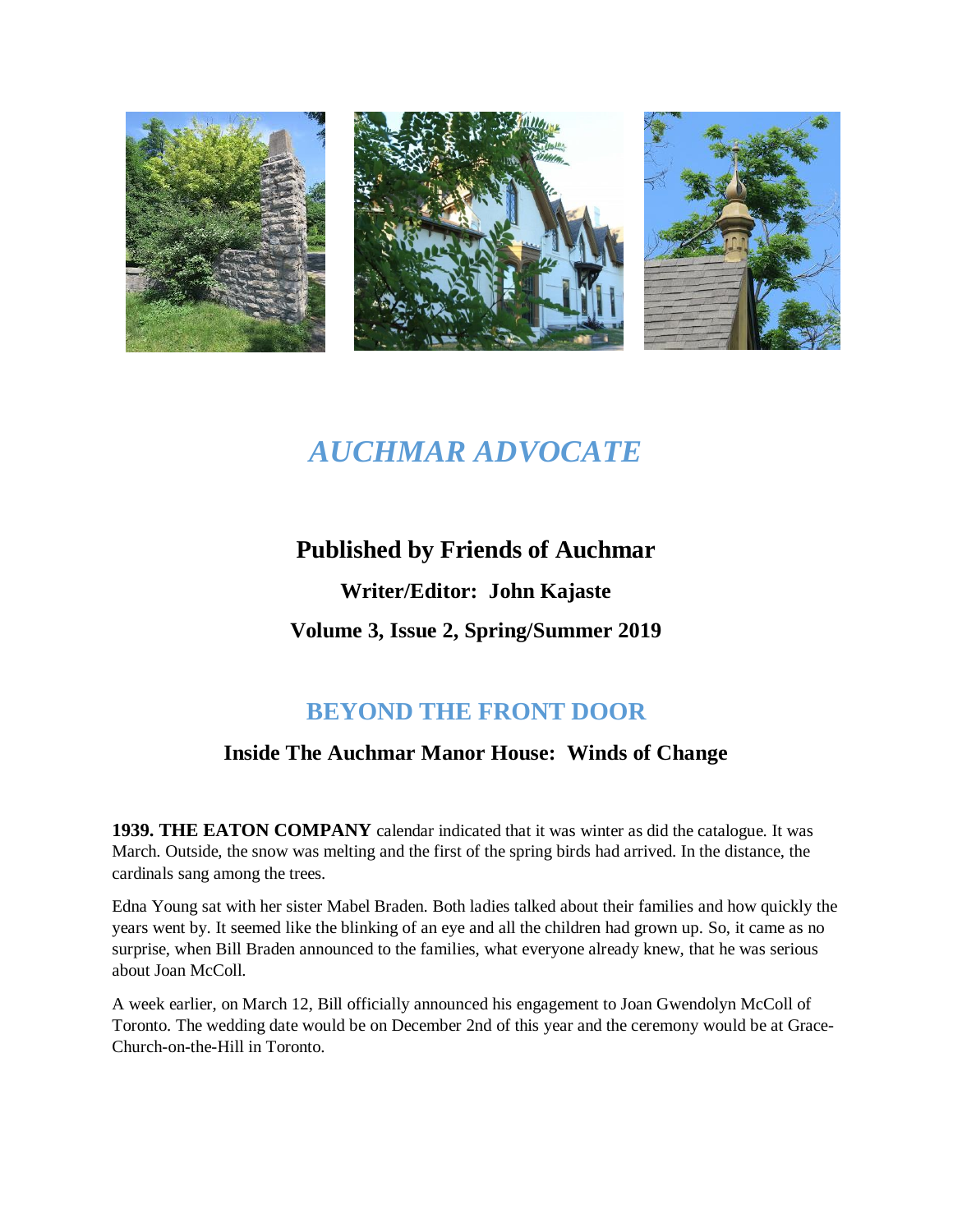# *AUCHMAR ADVOCATE*

## Published by Friends of Auchmar

### Writer/Editor: John Kajaste

### Volume 3, Issue 2, Spring/Summer 2019

## BEYOND THE FRONT DOOR

### Inside The Auchmar Manor House: Winds of Change

**1939. THE EATON COMPANY** calendar indicated that it was winter as did the catalogue. It was March. Outside, the snow was melting and the first of the spring birds had arrived. In the distance, the cardinals sang among the trees.

Edna Young sat with her sister Mabel Braden. Both ladies talked about their families and how quickly the years went by. It seemed like the blinking of an eye and all the children had grown up. So, it came as no surprise, when Bill Braden announced to the families, what everyone already knew, that he was serious about Joan McColl.

A week earlier, on March 12, Bill officially announced his engagement to Joan Gwendolyn McColl of Toronto. The wedding date would be on December 2nd of this year and the ceremony would be at Grace-Church-on-the-Hill in Toronto.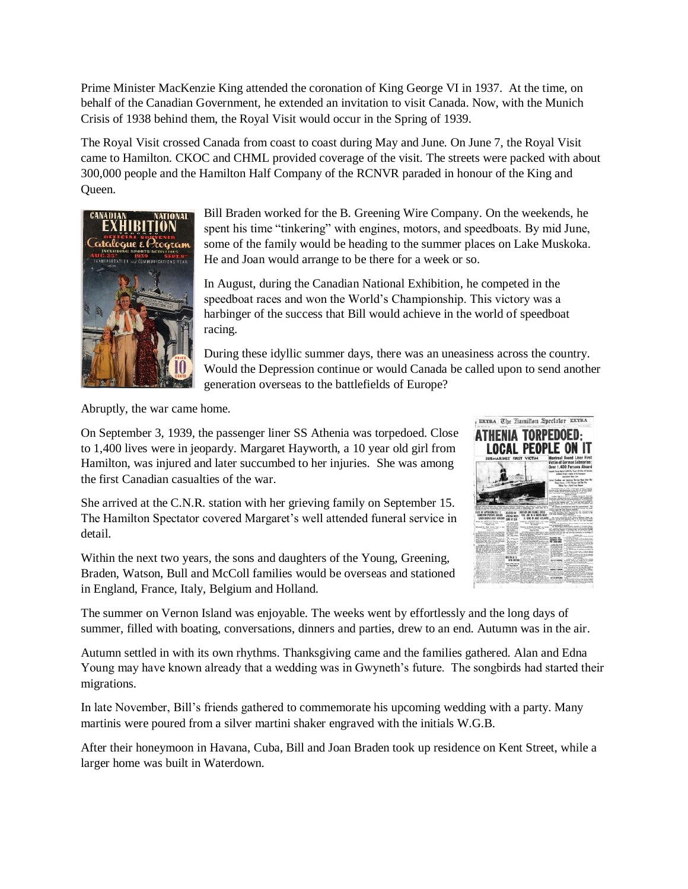Prime Minister MacKenzie King attended the coronation of King George VI in 1937. At the time, on behalf of the Canadian Government, he extended an invitation to visit Canada. Now, with the Munich Crisis of 1938 behind them, the Royal Visit would occur in the Spring of 1939.

The Royal Visit crossed Canada from coast to coast during May and June. On June 7, the Royal Visit came to Hamilton. CKOC and CHML provided coverage of the visit. The streets were packed with about 300,000 people and the Hamilton Half Company of the RCNVR paraded in honour of the King and Queen.

Bill Braden worked for the B. Greening Wire Company. On the weekends, he spent his time "tinkering" with engines, motors, and speedboats. By mid June, some of the family would be heading to the summer places on Lake Muskoka. He and Joan would arrange to be there for a week or so.

In August, during the Canadian National Exhibition, he competed in the speedboat races and won the World's Championship. This victory was a harbinger of the success that Bill would achieve in the world of speedboat racing.

During these idyllic summer days, there was an uneasiness across the country. Would the Depression continue or would Canada be called upon to send another generation overseas to the battlefields of Europe?

Abruptly, the war came home.

On September 3, 1939, the passenger liner SS Athenia was torpedoed. Close to 1,400 lives were in jeopardy. Margaret Hayworth, a 10 year old girl from Hamilton, was injured and later succumbed to her injuries. She was among the first Canadian casualties of the war.

She arrived at the C.N.R. station with her grieving family on September 15. The Hamilton Spectator covered Margaret's well attended funeral service in detail.

Within the next two years, the sons and daughters of the Young, Greening, Braden, Watson, Bull and McColl families would be overseas and stationed in England, France, Italy, Belgium and Holland.

The summer on Vernon Island was enjoyable. The weeks went by effortlessly and the long days of summer, filled with boating, conversations, dinners and parties, drew to an end. Autumn was in the air.

Autumn settled in with its own rhythms. Thanksgiving came and the families gathered. Alan and Edna Young may have known already that a wedding was in Gwyneth's future. The songbirds had started their migrations.

In late November, Bill's friends gathered to commemorate his upcoming wedding with a party. Many martinis were poured from a silver martini shaker engraved with the initials W.G.B.

After their honeymoon in Havana, Cuba, Bill and Joan Braden took up residence on Kent Street, while a larger home was built in Waterdown.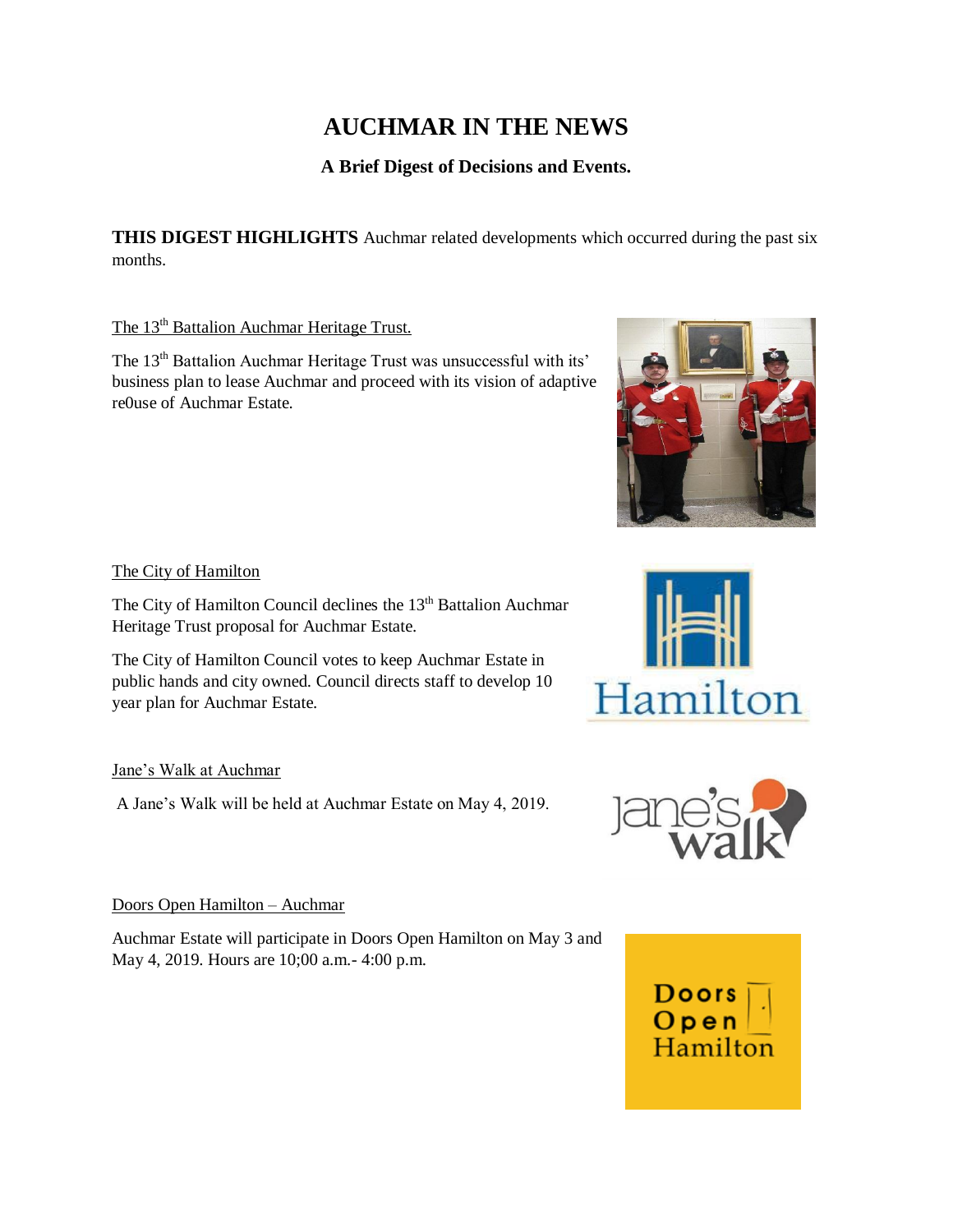# AUCHMAR IN THE NEWS

**A Brief Digest of Decisions and Events.**

**THIS DIGEST HIGHLIGHTS** Auchmar related developments which occurred during the past six months.

The 13th Battalion Auchmar Heritage Trust.

The 13th Battalion Auchmar Heritage Trust was unsuccessful with its' business plan to lease Auchmar and proceed with its vision of adaptive re0use of Auchmar Estate.

The City of Hamilton

The City of Hamilton Council declines the 13th Battalion Auchmar Heritage Trust proposal for Auchmar Estate.

The City of Hamilton Council votes to keep Auchmar Estate in public hands and city owned. Council directs staff to develop 10 year plan for Auchmar Estate.

Jane's Walk at Auchmar

A Jane's Walk will be held at Auchmar Estate on May 4, 2019.

Doors Open Hamilton – Auchmar

Auchmar Estate will participate in Doors Open Hamilton on May 3 and May 4, 2019. Hours are 10;00 a.m.- 4:00 p.m.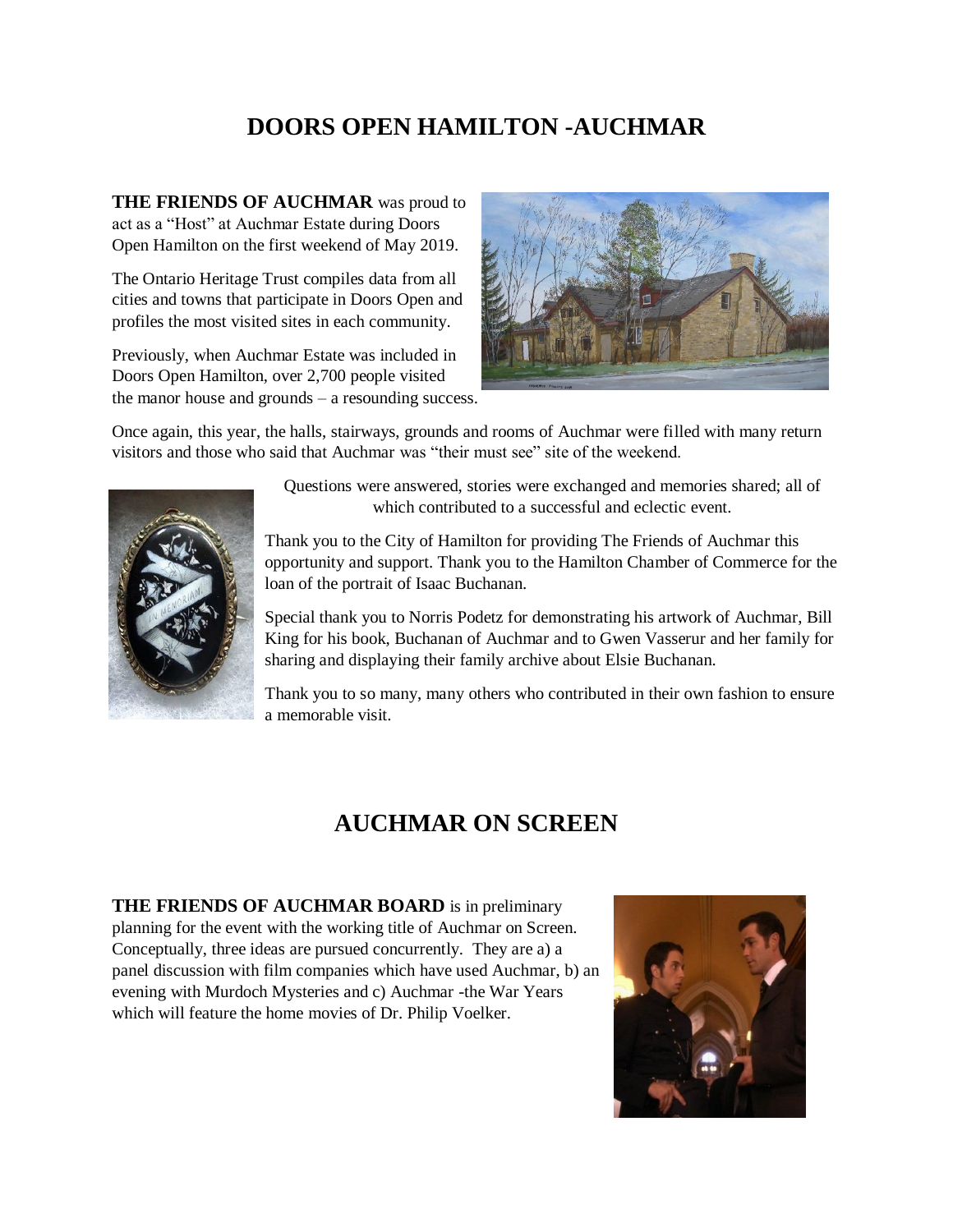## DOORS OPEN HAMILTON -AUCHMAR

**THE FRIENDS OF AUCHMAR** was proud to act as a "Host" at Auchmar Estate during Doors Open Hamilton on the first weekend of May 2019.

The Ontario Heritage Trust compiles data from all cities and towns that participate in Doors Open and profiles the most visited sites in each community.

Previously, when Auchmar Estate was included in Doors Open Hamilton, over 2,700 people visited the manor house and grounds – a resounding success.

Once again, this year, the halls, stairways, grounds and rooms of Auchmar were filled with many return visitors and those who said that Auchmar was "their must see" site of the weekend.

Questions were answered, stories were exchanged and memories shared; all of which contributed to a successful and eclectic event.

Thank you to the City of Hamilton for providing The Friends of Auchmar this opportunity and support. Thank you to the Hamilton Chamber of Commerce for the loan of the portrait of Isaac Buchanan.

Special thank you to Norris Podetz for demonstrating his artwork of Auchmar, Bill King for his book, Buchanan of Auchmar and to Gwen Vasserur and her family for sharing and displaying their family archive about Elsie Buchanan.

Thank you to so many, many others who contributed in their own fashion to ensure a memorable visit.

## AUCHMAR ON SCREEN

**THE FRIENDS OF AUCHMAR BOARD** is in preliminary planning for the event with the working title of Auchmar on Screen. Conceptually, three ideas are pursued concurrently. They are a) a panel discussion with film companies which have used Auchmar, b) an evening with Murdoch Mysteries and c) Auchmar -the War Years which will feature the home movies of Dr. Philip Voelker.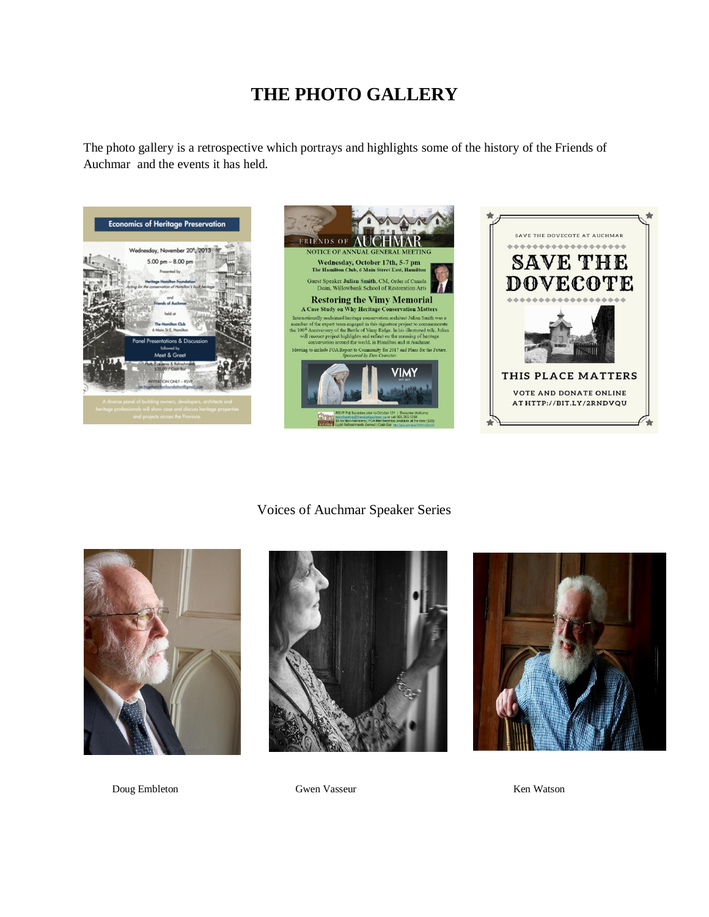# THE PHOTO GALLERY

The photo gallery is a retrospective which portrays and highlights some of the history of the Friends of Auchmar and the events it has held.

Voices of Auchmar Speaker Series

Doug Embleton

Gwen Vasseur

Ken Watson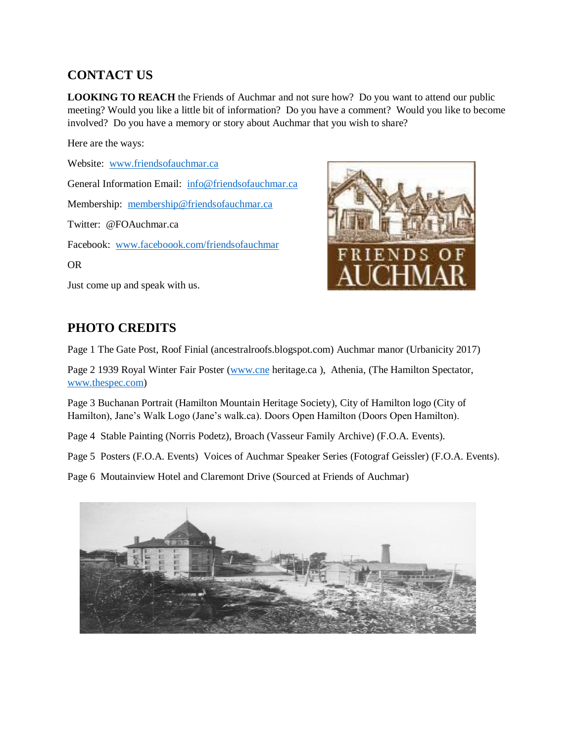## CONTACT US

**LOOKING TO REACH** the Friends of Auchmar and not sure how? Do you want to attend our public meeting? Would you like a little bit of information? Do you have a comment? Would you like to become involved? Do you have a memory or story about Auchmar that you wish to share?

Here are the ways:

Website: www.friendsofauchmar.ca

General Information Email: info@friendsofauchmar.ca

Membership: membership@friendsofauchmar.ca

Twitter: @FOAuchmar.ca

Facebook: www.faceboook.com/friendsofauchmar

OR

Just come up and speak with us.

FRIENDS OF AUCHMAR

## PHOTO CREDITS

Page 1 The Gate Post, Roof Finial (ancestralroofs.blogspot.com) Auchmar manor (Urbanicity 2017)

Page 2 1939 Royal Winter Fair Poster (www.cne heritage.ca ), Athenia, (The Hamilton Spectator, www.thespec.com)

Page 3 Buchanan Portrait (Hamilton Mountain Heritage Society), City of Hamilton logo (City of Hamilton), Jane's Walk Logo (Jane's walk.ca). Doors Open Hamilton (Doors Open Hamilton).

Page 4 Stable Painting (Norris Podetz), Broach (Vasseur Family Archive) (F.O.A. Events).

Page 5 Posters (F.O.A. Events) Voices of Auchmar Speaker Series (Fotograf Geissler) (F.O.A. Events).

Page 6 Moutainview Hotel and Claremont Drive (Sourced at Friends of Auchmar)